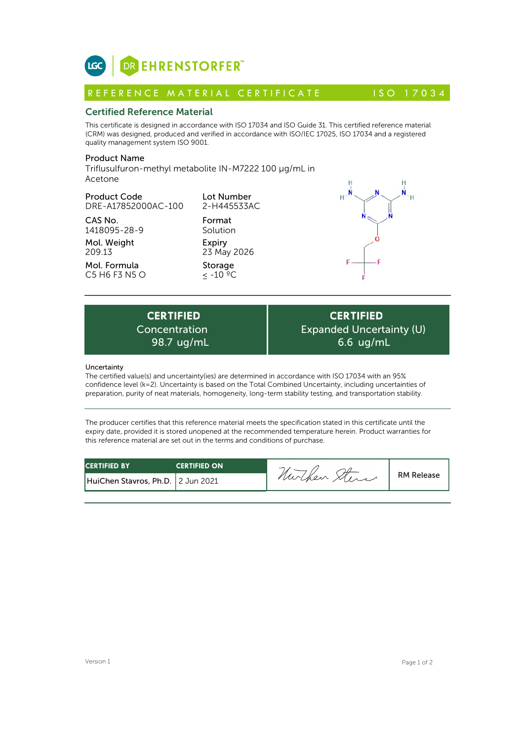LGC | DR EHRENSTORFER™

## REFERENCE MATERIAL CERTIFICATE — ISO 17034

## Certified Reference Material

This certificate is designed in accordance with ISO 17034 and ISO Guide 31. This certified reference material (CRM) was designed, produced and verified in accordance with ISO/IEC 17025, ISO 17034 and a registered quality management system ISO 9001.

**Product Name**
Triflusulfuron-methyl metabolite IN-M7222 100 µg/mL in Acetone

**Product Code**
DRE-A17852000AC-100

**Lot Number**
2-H445533AC

**CAS No.**
1418095-28-9

**Format**
Solution

**Mol. Weight**
209.13

**Expiry**
23 May 2026

**Mol. Formula**
C5 H6 F3 N5 O

**Storage**
≤ -10 °C

| CERTIFIED Concentration | CERTIFIED Expanded Uncertainty (U) |
|---|---|
| 98.7 ug/mL | 6.6 ug/mL |

**Uncertainty**
The certified value(s) and uncertainty(ies) are determined in accordance with ISO 17034 with an 95% confidence level (k=2). Uncertainty is based on the Total Combined Uncertainty, including uncertainties of preparation, purity of neat materials, homogeneity, long-term stability testing, and transportation stability.

The producer certifies that this reference material meets the specification stated in this certificate until the expiry date, provided it is stored unopened at the recommended temperature herein. Product warranties for this reference material are set out in the terms and conditions of purchase.

| CERTIFIED BY | CERTIFIED ON | | |
|---|---|---|---|
| HuiChen Stavros, Ph.D. | 2 Jun 2021 | HuiChen Stavros | RM Release |

Version 1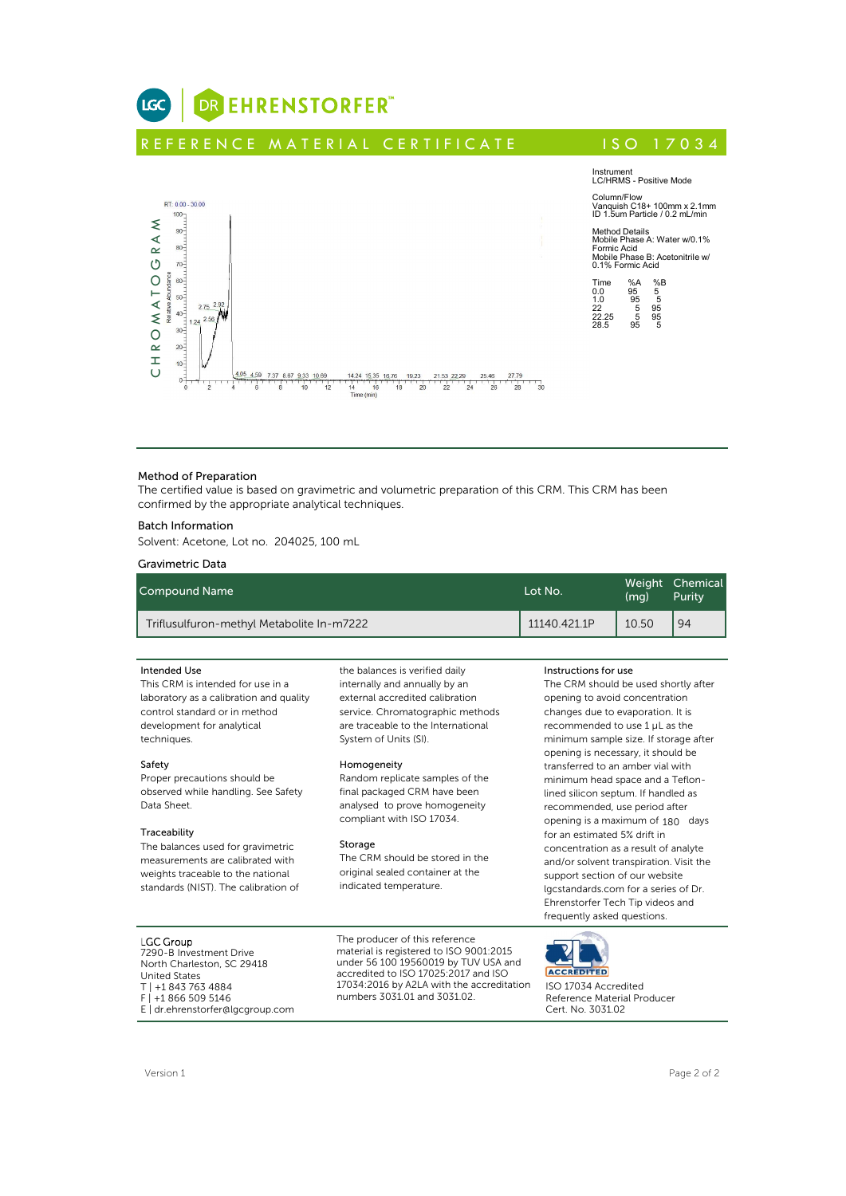LGC | DR EHRENSTORFER™

## REFERENCE MATERIAL CERTIFICATE — ISO 17034

### CHROMATOGRAM

RT: 0.00 - 30.00

Relative Abundance

100, 90, 80, 70, 60, 50, 40, 30, 20, 10, 0

1.24 2.56 2.75 2.92 4.05 4.59 7.37 8.87 9.33 10.69 14.24 15.35 16.76 19.23 21.53 22.29 25.46 27.79

0 2 4 6 8 10 12 14 16 18 20 22 24 26 28 30

Time (min)

Instrument
LC/HRMS - Positive Mode

Column/Flow
Vanquish C18+ 100mm x 2.1mm ID 1.5um Particle / 0.2 mL/min

Method Details
Mobile Phase A: Water w/0.1% Formic Acid
Mobile Phase B: Acetonitrile w/ 0.1% Formic Acid

| Time | %A | %B |
|---|---|---|
| 0.0 | 95 | 5 |
| 1.0 | 95 | 5 |
| 22 | 5 | 95 |
| 22.25 | 5 | 95 |
| 28.5 | 95 | 5 |

### Method of Preparation

The certified value is based on gravimetric and volumetric preparation of this CRM. This CRM has been confirmed by the appropriate analytical techniques.

### Batch Information

Solvent: Acetone, Lot no. 204025, 100 mL

### Gravimetric Data

| Compound Name | Lot No. | Weight (mg) | Chemical Purity |
|---|---|---|---|
| Triflusulfuron-methyl Metabolite In-m7222 | 11140.421.1P | 10.50 | 94 |

### Intended Use

This CRM is intended for use in a laboratory as a calibration and quality control standard or in method development for analytical techniques.

### Safety

Proper precautions should be observed while handling. See Safety Data Sheet.

### Traceability

The balances used for gravimetric measurements are calibrated with weights traceable to the national standards (NIST). The calibration of the balances is verified daily internally and annually by an external accredited calibration service. Chromatographic methods are traceable to the International System of Units (SI).

### Homogeneity

Random replicate samples of the final packaged CRM have been analysed to prove homogeneity compliant with ISO 17034.

### Storage

The CRM should be stored in the original sealed container at the indicated temperature.

### Instructions for use

The CRM should be used shortly after opening to avoid concentration changes due to evaporation. It is recommended to use 1 µL as the minimum sample size. If storage after opening is necessary, it should be transferred to an amber vial with minimum head space and a Teflon-lined silicon septum. If handled as recommended, use period after opening is a maximum of 180 days for an estimated 5% drift in concentration as a result of analyte and/or solvent transpiration. Visit the support section of our website lgcstandards.com for a series of Dr. Ehrenstorfer Tech Tip videos and frequently asked questions.

LGC Group
7290-B Investment Drive
North Charleston, SC 29418
United States
T | +1 843 763 4884
F | +1 866 509 5146
E | dr.ehrenstorfer@lgcgroup.com

The producer of this reference material is registered to ISO 9001:2015 under 56 100 19560019 by TUV USA and accredited to ISO 17025:2017 and ISO 17034:2016 by A2LA with the accreditation numbers 3031.01 and 3031.02.

A2LA ACCREDITED

ISO 17034 Accredited Reference Material Producer Cert. No. 3031.02

Version 1